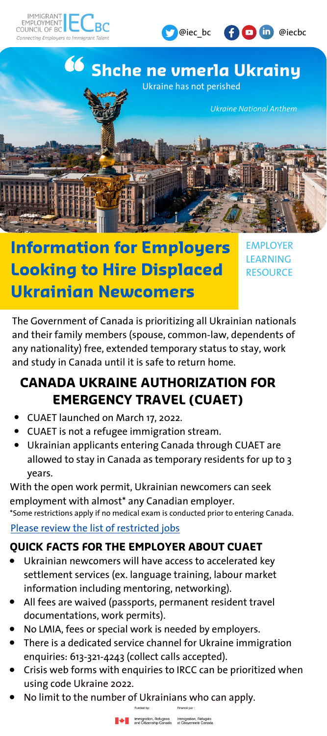IMMIGRANT EMPLOYMENT COUNCIL OF BC — IEC BC

*Connecting Employers to Immigrant Talent*

@iec_bc @iecbc

# "Shche ne vmerla Ukrainy

Ukraine has not perished

*Ukraine National Anthem*

# Information for Employers Looking to Hire Displaced Ukrainian Newcomers

EMPLOYER LEARNING RESOURCE

The Government of Canada is prioritizing all Ukrainian nationals and their family members (spouse, common-law, dependents of any nationality) free, extended temporary status to stay, work and study in Canada until it is safe to return home.

## CANADA UKRAINE AUTHORIZATION FOR EMERGENCY TRAVEL (CUAET)

- CUAET launched on March 17, 2022.
- CUAET is not a refugee immigration stream.
- Ukrainian applicants entering Canada through CUAET are allowed to stay in Canada as temporary residents for up to 3 years.

With the open work permit, Ukrainian newcomers can seek employment with almost* any Canadian employer.

*Some restrictions apply if no medical exam is conducted prior to entering Canada.

Please review the list of restricted jobs

### QUICK FACTS FOR THE EMPLOYER ABOUT CUAET

- Ukrainian newcomers will have access to accelerated key settlement services (ex. language training, labour market information including mentoring, networking).
- All fees are waived (passports, permanent resident travel documentations, work permits).
- No LMIA, fees or special work is needed by employers.
- There is a dedicated service channel for Ukraine immigration enquiries: 613-321-4243 (collect calls accepted).
- Crisis web forms with enquiries to IRCC can be prioritized when using code Ukraine 2022.
- No limit to the number of Ukrainians who can apply.

Funded by: Immigration, Refugees and Citizenship Canada

Financé par : Immigration, Réfugiés et Citoyenneté Canada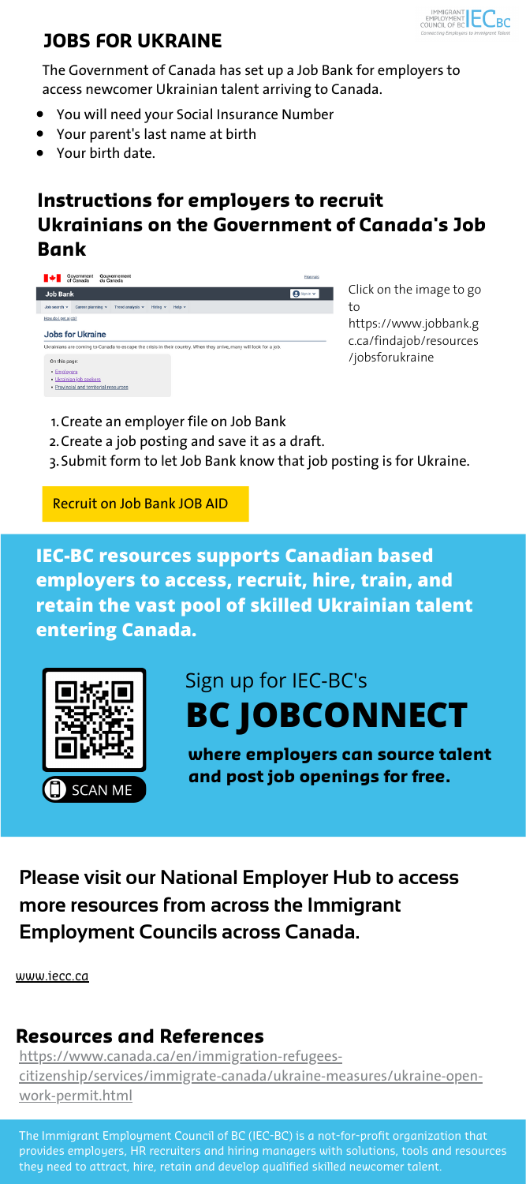## JOBS FOR UKRAINE

The Government of Canada has set up a Job Bank for employers to access newcomer Ukrainian talent arriving to Canada.

- You will need your Social Insurance Number
- Your parent's last name at birth
- Your birth date.

## Instructions for employers to recruit Ukrainians on the Government of Canada's Job Bank

Click on the image to go to https://www.jobbank.gc.ca/findajob/resources/jobsforukraine

1. Create an employer file on Job Bank
2. Create a job posting and save it as a draft.
3. Submit form to let Job Bank know that job posting is for Ukraine.

Recruit on Job Bank JOB AID

**IEC-BC resources supports Canadian based employers to access, recruit, hire, train, and retain the vast pool of skilled Ukrainian talent entering Canada.**

SCAN ME

Sign up for IEC-BC's

# BC JOBCONNECT

**where employers can source talent and post job openings for free.**

**Please visit our National Employer Hub to access more resources from across the Immigrant Employment Councils across Canada.**

www.iecc.ca

## Resources and References

https://www.canada.ca/en/immigration-refugees-citizenship/services/immigrate-canada/ukraine-measures/ukraine-open-work-permit.html

The Immigrant Employment Council of BC (IEC-BC) is a not-for-profit organization that provides employers, HR recruiters and hiring managers with solutions, tools and resources they need to attract, hire, retain and develop qualified skilled newcomer talent.